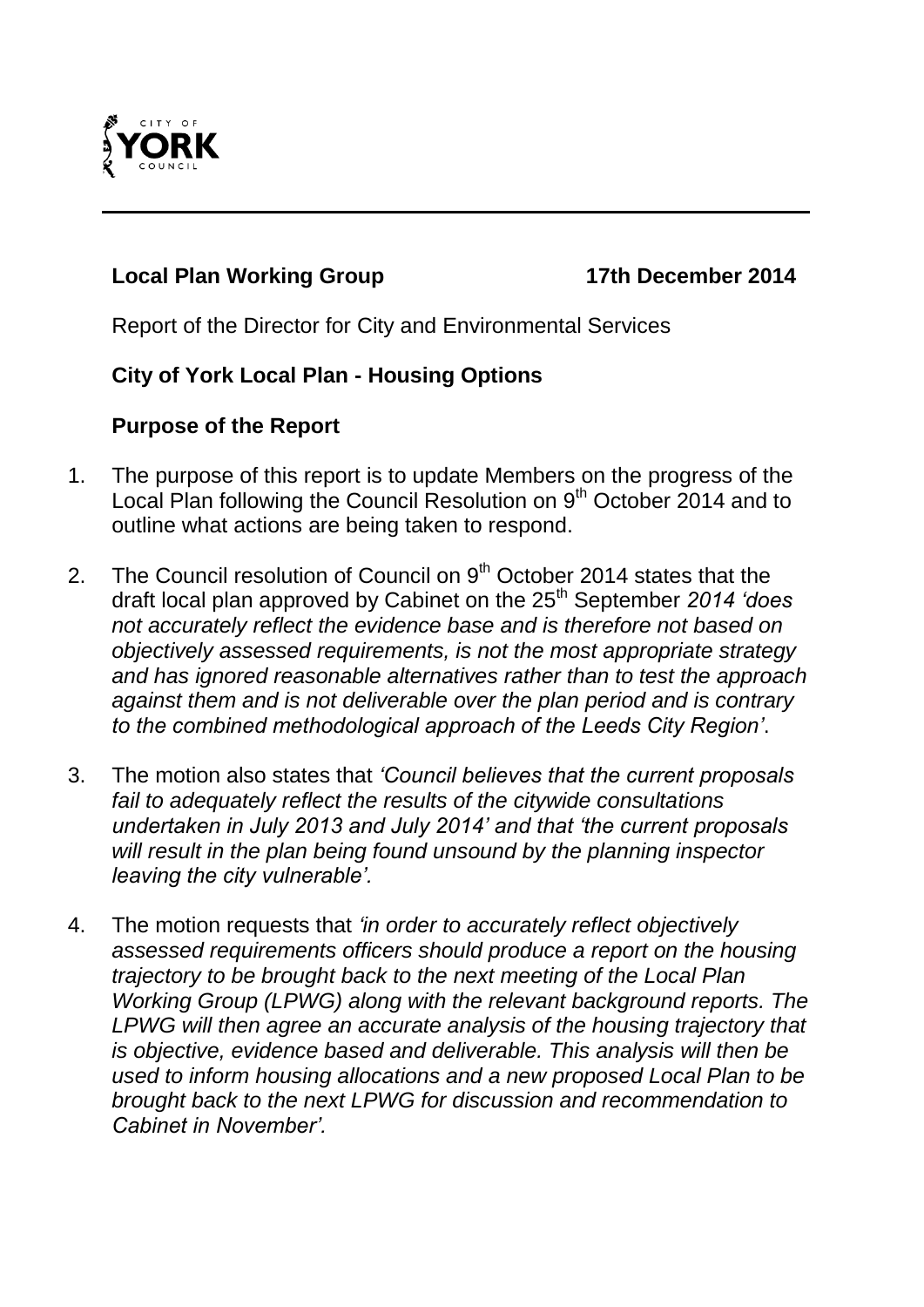**Local Plan Working Group** **17th December 2014**

Report of the Director for City and Environmental Services

**City of York Local Plan - Housing Options**

**Purpose of the Report**

1. The purpose of this report is to update Members on the progress of the Local Plan following the Council Resolution on 9th October 2014 and to outline what actions are being taken to respond.

2. The Council resolution of Council on 9th October 2014 states that the draft local plan approved by Cabinet on the 25th September *2014 'does not accurately reflect the evidence base and is therefore not based on objectively assessed requirements, is not the most appropriate strategy and has ignored reasonable alternatives rather than to test the approach against them and is not deliverable over the plan period and is contrary to the combined methodological approach of the Leeds City Region'*.

3. The motion also states that *'Council believes that the current proposals fail to adequately reflect the results of the citywide consultations undertaken in July 2013 and July 2014' and that 'the current proposals will result in the plan being found unsound by the planning inspector leaving the city vulnerable'.*

4. The motion requests that *'in order to accurately reflect objectively assessed requirements officers should produce a report on the housing trajectory to be brought back to the next meeting of the Local Plan Working Group (LPWG) along with the relevant background reports. The LPWG will then agree an accurate analysis of the housing trajectory that is objective, evidence based and deliverable. This analysis will then be used to inform housing allocations and a new proposed Local Plan to be brought back to the next LPWG for discussion and recommendation to Cabinet in November'.*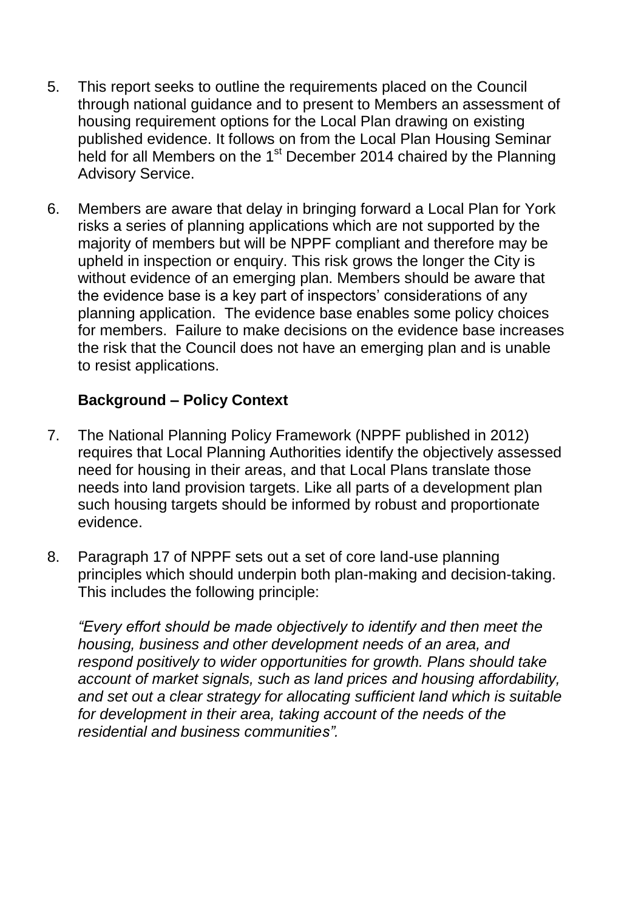5. This report seeks to outline the requirements placed on the Council through national guidance and to present to Members an assessment of housing requirement options for the Local Plan drawing on existing published evidence. It follows on from the Local Plan Housing Seminar held for all Members on the 1st December 2014 chaired by the Planning Advisory Service.

6. Members are aware that delay in bringing forward a Local Plan for York risks a series of planning applications which are not supported by the majority of members but will be NPPF compliant and therefore may be upheld in inspection or enquiry. This risk grows the longer the City is without evidence of an emerging plan. Members should be aware that the evidence base is a key part of inspectors' considerations of any planning application. The evidence base enables some policy choices for members. Failure to make decisions on the evidence base increases the risk that the Council does not have an emerging plan and is unable to resist applications.

**Background – Policy Context**

7. The National Planning Policy Framework (NPPF published in 2012) requires that Local Planning Authorities identify the objectively assessed need for housing in their areas, and that Local Plans translate those needs into land provision targets. Like all parts of a development plan such housing targets should be informed by robust and proportionate evidence.

8. Paragraph 17 of NPPF sets out a set of core land-use planning principles which should underpin both plan-making and decision-taking. This includes the following principle:

   *"Every effort should be made objectively to identify and then meet the housing, business and other development needs of an area, and respond positively to wider opportunities for growth. Plans should take account of market signals, such as land prices and housing affordability, and set out a clear strategy for allocating sufficient land which is suitable for development in their area, taking account of the needs of the residential and business communities".*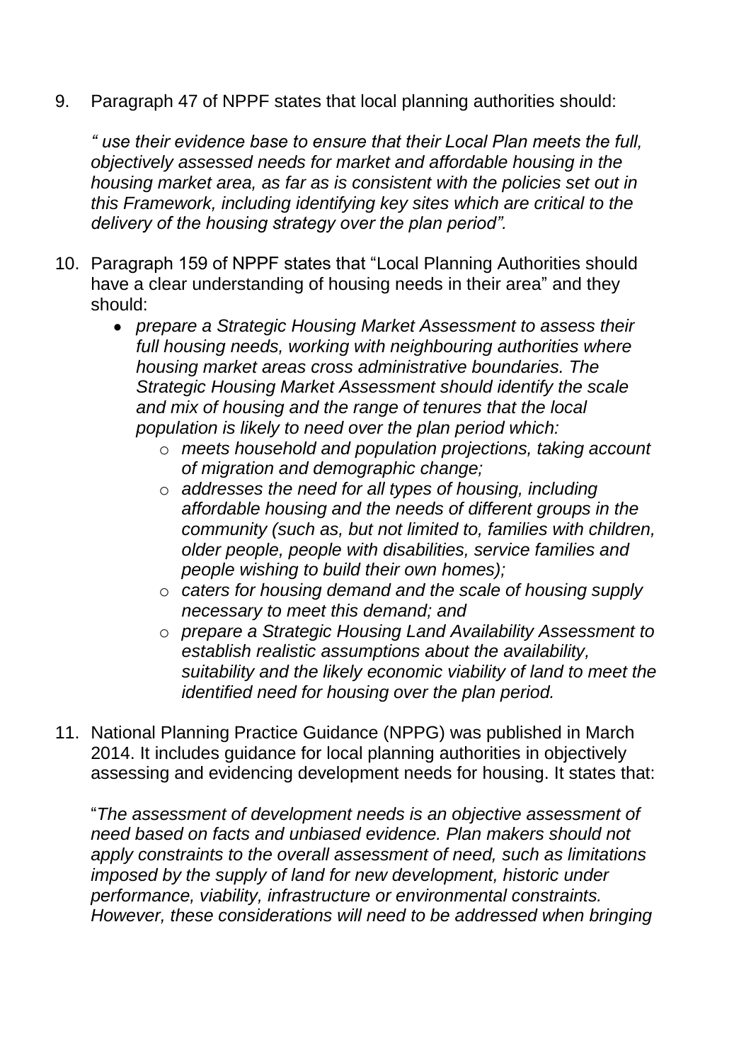9. Paragraph 47 of NPPF states that local planning authorities should:

   *" use their evidence base to ensure that their Local Plan meets the full, objectively assessed needs for market and affordable housing in the housing market area, as far as is consistent with the policies set out in this Framework, including identifying key sites which are critical to the delivery of the housing strategy over the plan period".*

10. Paragraph 159 of NPPF states that "Local Planning Authorities should have a clear understanding of housing needs in their area" and they should:

    - *prepare a Strategic Housing Market Assessment to assess their full housing needs, working with neighbouring authorities where housing market areas cross administrative boundaries. The Strategic Housing Market Assessment should identify the scale and mix of housing and the range of tenures that the local population is likely to need over the plan period which:*
      - *meets household and population projections, taking account of migration and demographic change;*
      - *addresses the need for all types of housing, including affordable housing and the needs of different groups in the community (such as, but not limited to, families with children, older people, people with disabilities, service families and people wishing to build their own homes);*
      - *caters for housing demand and the scale of housing supply necessary to meet this demand; and*
      - *prepare a Strategic Housing Land Availability Assessment to establish realistic assumptions about the availability, suitability and the likely economic viability of land to meet the identified need for housing over the plan period.*

11. National Planning Practice Guidance (NPPG) was published in March 2014. It includes guidance for local planning authorities in objectively assessing and evidencing development needs for housing. It states that:

    "*The assessment of development needs is an objective assessment of need based on facts and unbiased evidence. Plan makers should not apply constraints to the overall assessment of need, such as limitations imposed by the supply of land for new development, historic under performance, viability, infrastructure or environmental constraints. However, these considerations will need to be addressed when bringing*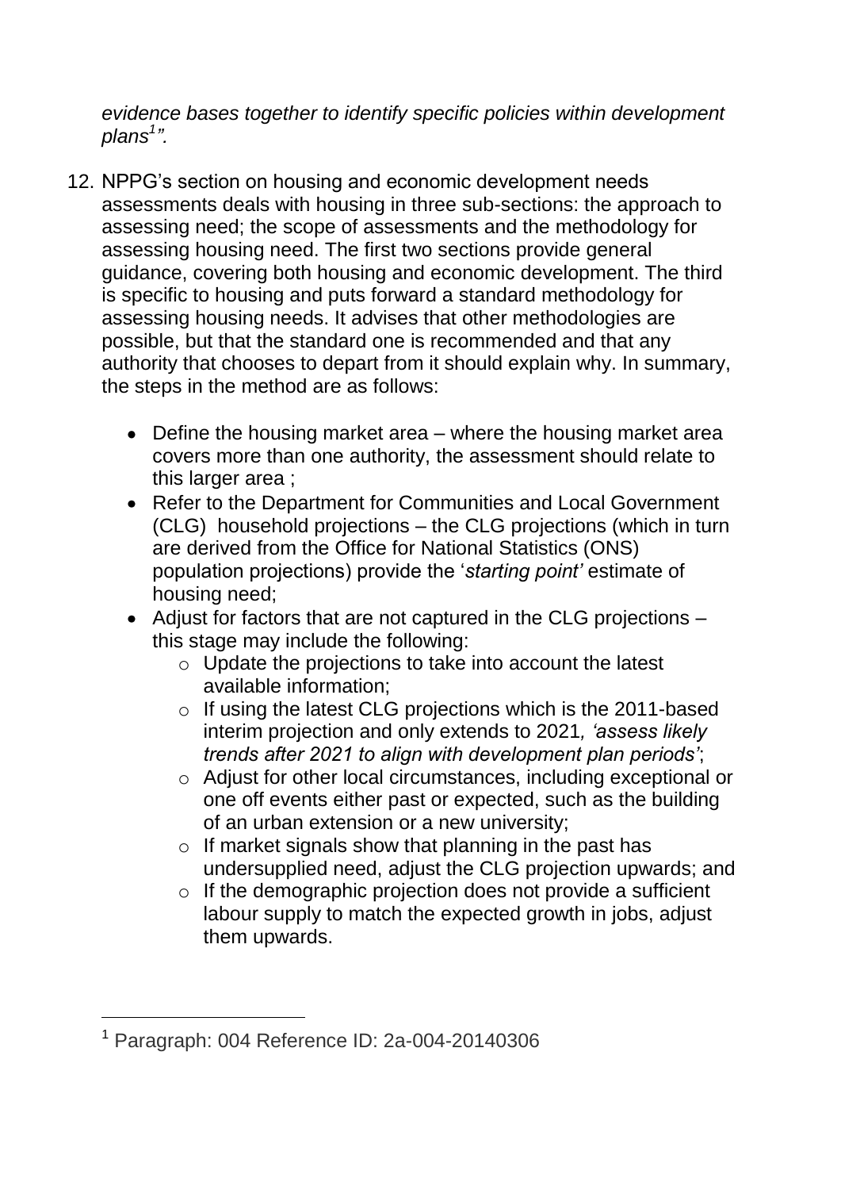*evidence bases together to identify specific policies within development plans[1]".*

12. NPPG's section on housing and economic development needs assessments deals with housing in three sub-sections: the approach to assessing need; the scope of assessments and the methodology for assessing housing need. The first two sections provide general guidance, covering both housing and economic development. The third is specific to housing and puts forward a standard methodology for assessing housing needs. It advises that other methodologies are possible, but that the standard one is recommended and that any authority that chooses to depart from it should explain why. In summary, the steps in the method are as follows:

    - Define the housing market area – where the housing market area covers more than one authority, the assessment should relate to this larger area ;
    - Refer to the Department for Communities and Local Government (CLG) household projections – the CLG projections (which in turn are derived from the Office for National Statistics (ONS) population projections) provide the '*starting point'* estimate of housing need;
    - Adjust for factors that are not captured in the CLG projections – this stage may include the following:
        - Update the projections to take into account the latest available information;
        - If using the latest CLG projections which is the 2011-based interim projection and only extends to 2021*, 'assess likely trends after 2021 to align with development plan periods'*;
        - Adjust for other local circumstances, including exceptional or one off events either past or expected, such as the building of an urban extension or a new university;
        - If market signals show that planning in the past has undersupplied need, adjust the CLG projection upwards; and
        - If the demographic projection does not provide a sufficient labour supply to match the expected growth in jobs, adjust them upwards.

[1] Paragraph: 004 Reference ID: 2a-004-20140306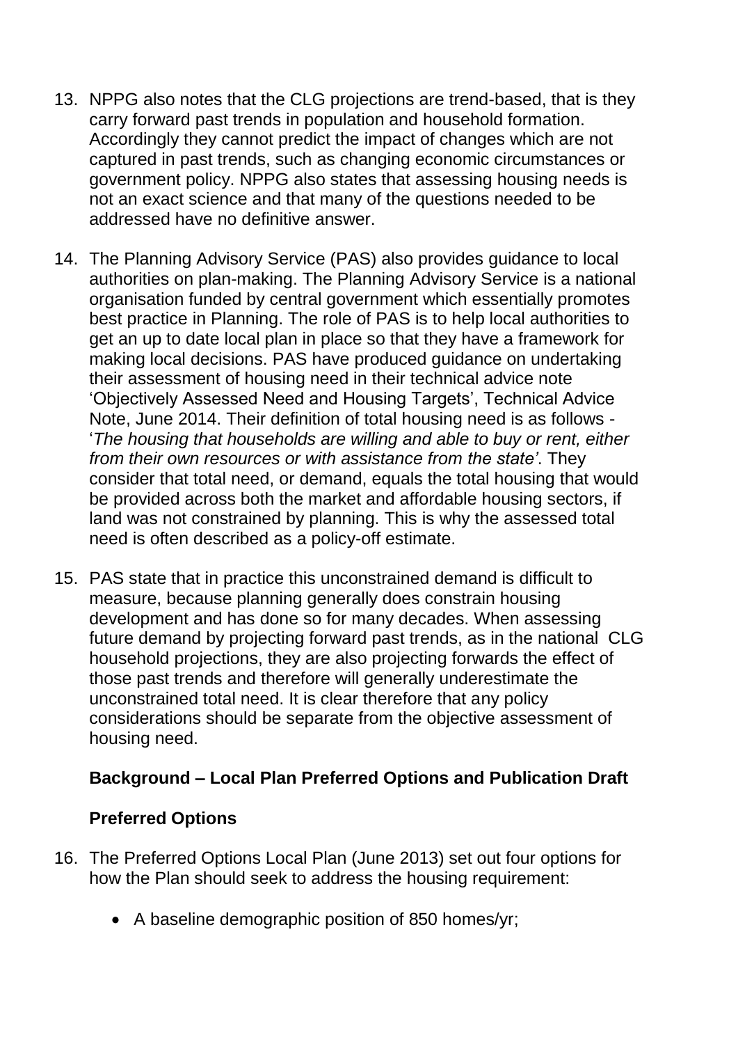13. NPPG also notes that the CLG projections are trend-based, that is they carry forward past trends in population and household formation. Accordingly they cannot predict the impact of changes which are not captured in past trends, such as changing economic circumstances or government policy. NPPG also states that assessing housing needs is not an exact science and that many of the questions needed to be addressed have no definitive answer.

14. The Planning Advisory Service (PAS) also provides guidance to local authorities on plan-making. The Planning Advisory Service is a national organisation funded by central government which essentially promotes best practice in Planning. The role of PAS is to help local authorities to get an up to date local plan in place so that they have a framework for making local decisions. PAS have produced guidance on undertaking their assessment of housing need in their technical advice note 'Objectively Assessed Need and Housing Targets', Technical Advice Note, June 2014. Their definition of total housing need is as follows - '*The housing that households are willing and able to buy or rent, either from their own resources or with assistance from the state'*. They consider that total need, or demand, equals the total housing that would be provided across both the market and affordable housing sectors, if land was not constrained by planning. This is why the assessed total need is often described as a policy-off estimate.

15. PAS state that in practice this unconstrained demand is difficult to measure, because planning generally does constrain housing development and has done so for many decades. When assessing future demand by projecting forward past trends, as in the national CLG household projections, they are also projecting forwards the effect of those past trends and therefore will generally underestimate the unconstrained total need. It is clear therefore that any policy considerations should be separate from the objective assessment of housing need.

### Background – Local Plan Preferred Options and Publication Draft

### Preferred Options

16. The Preferred Options Local Plan (June 2013) set out four options for how the Plan should seek to address the housing requirement:

    - A baseline demographic position of 850 homes/yr;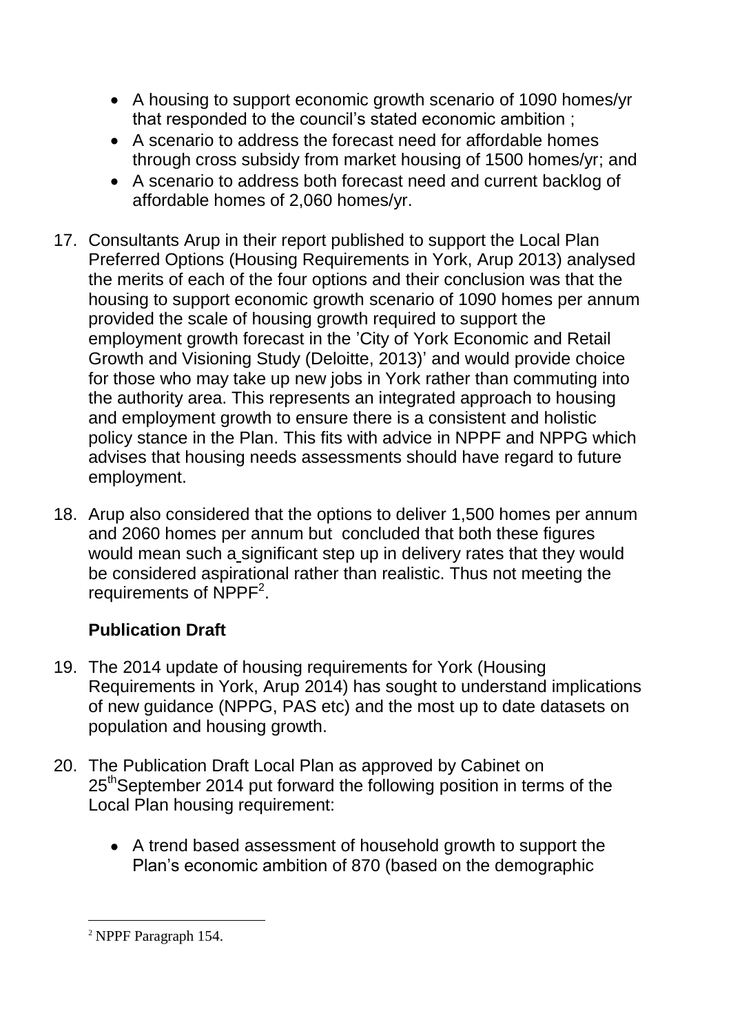- A housing to support economic growth scenario of 1090 homes/yr that responded to the council's stated economic ambition ;
- A scenario to address the forecast need for affordable homes through cross subsidy from market housing of 1500 homes/yr; and
- A scenario to address both forecast need and current backlog of affordable homes of 2,060 homes/yr.

17. Consultants Arup in their report published to support the Local Plan Preferred Options (Housing Requirements in York, Arup 2013) analysed the merits of each of the four options and their conclusion was that the housing to support economic growth scenario of 1090 homes per annum provided the scale of housing growth required to support the employment growth forecast in the 'City of York Economic and Retail Growth and Visioning Study (Deloitte, 2013)' and would provide choice for those who may take up new jobs in York rather than commuting into the authority area. This represents an integrated approach to housing and employment growth to ensure there is a consistent and holistic policy stance in the Plan. This fits with advice in NPPF and NPPG which advises that housing needs assessments should have regard to future employment.

18. Arup also considered that the options to deliver 1,500 homes per annum and 2060 homes per annum but concluded that both these figures would mean such a significant step up in delivery rates that they would be considered aspirational rather than realistic. Thus not meeting the requirements of NPPF[2].

**Publication Draft**

19. The 2014 update of housing requirements for York (Housing Requirements in York, Arup 2014) has sought to understand implications of new guidance (NPPG, PAS etc) and the most up to date datasets on population and housing growth.

20. The Publication Draft Local Plan as approved by Cabinet on 25th September 2014 put forward the following position in terms of the Local Plan housing requirement:

    - A trend based assessment of household growth to support the Plan's economic ambition of 870 (based on the demographic

[2] NPPF Paragraph 154.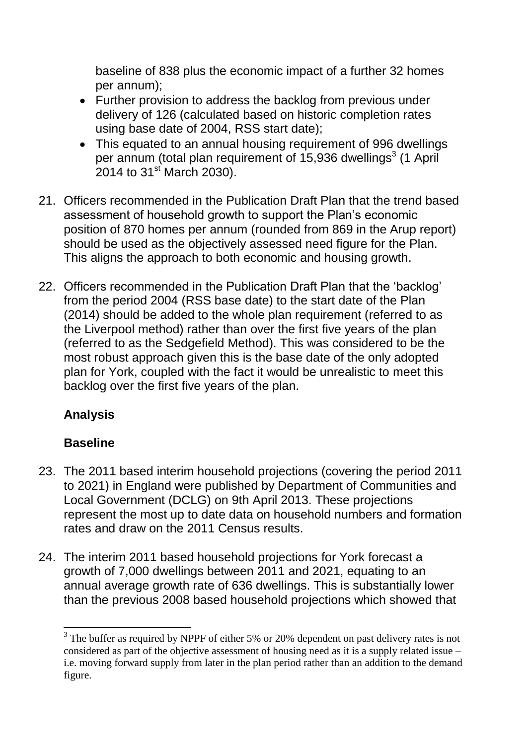baseline of 838 plus the economic impact of a further 32 homes per annum);

- Further provision to address the backlog from previous under delivery of 126 (calculated based on historic completion rates using base date of 2004, RSS start date);
- This equated to an annual housing requirement of 996 dwellings per annum (total plan requirement of 15,936 dwellings[3] (1 April 2014 to 31st March 2030).

21. Officers recommended in the Publication Draft Plan that the trend based assessment of household growth to support the Plan's economic position of 870 homes per annum (rounded from 869 in the Arup report) should be used as the objectively assessed need figure for the Plan. This aligns the approach to both economic and housing growth.

22. Officers recommended in the Publication Draft Plan that the 'backlog' from the period 2004 (RSS base date) to the start date of the Plan (2014) should be added to the whole plan requirement (referred to as the Liverpool method) rather than over the first five years of the plan (referred to as the Sedgefield Method). This was considered to be the most robust approach given this is the base date of the only adopted plan for York, coupled with the fact it would be unrealistic to meet this backlog over the first five years of the plan.

**Analysis**

**Baseline**

23. The 2011 based interim household projections (covering the period 2011 to 2021) in England were published by Department of Communities and Local Government (DCLG) on 9th April 2013. These projections represent the most up to date data on household numbers and formation rates and draw on the 2011 Census results.

24. The interim 2011 based household projections for York forecast a growth of 7,000 dwellings between 2011 and 2021, equating to an annual average growth rate of 636 dwellings. This is substantially lower than the previous 2008 based household projections which showed that

[3] The buffer as required by NPPF of either 5% or 20% dependent on past delivery rates is not considered as part of the objective assessment of housing need as it is a supply related issue – i.e. moving forward supply from later in the plan period rather than an addition to the demand figure.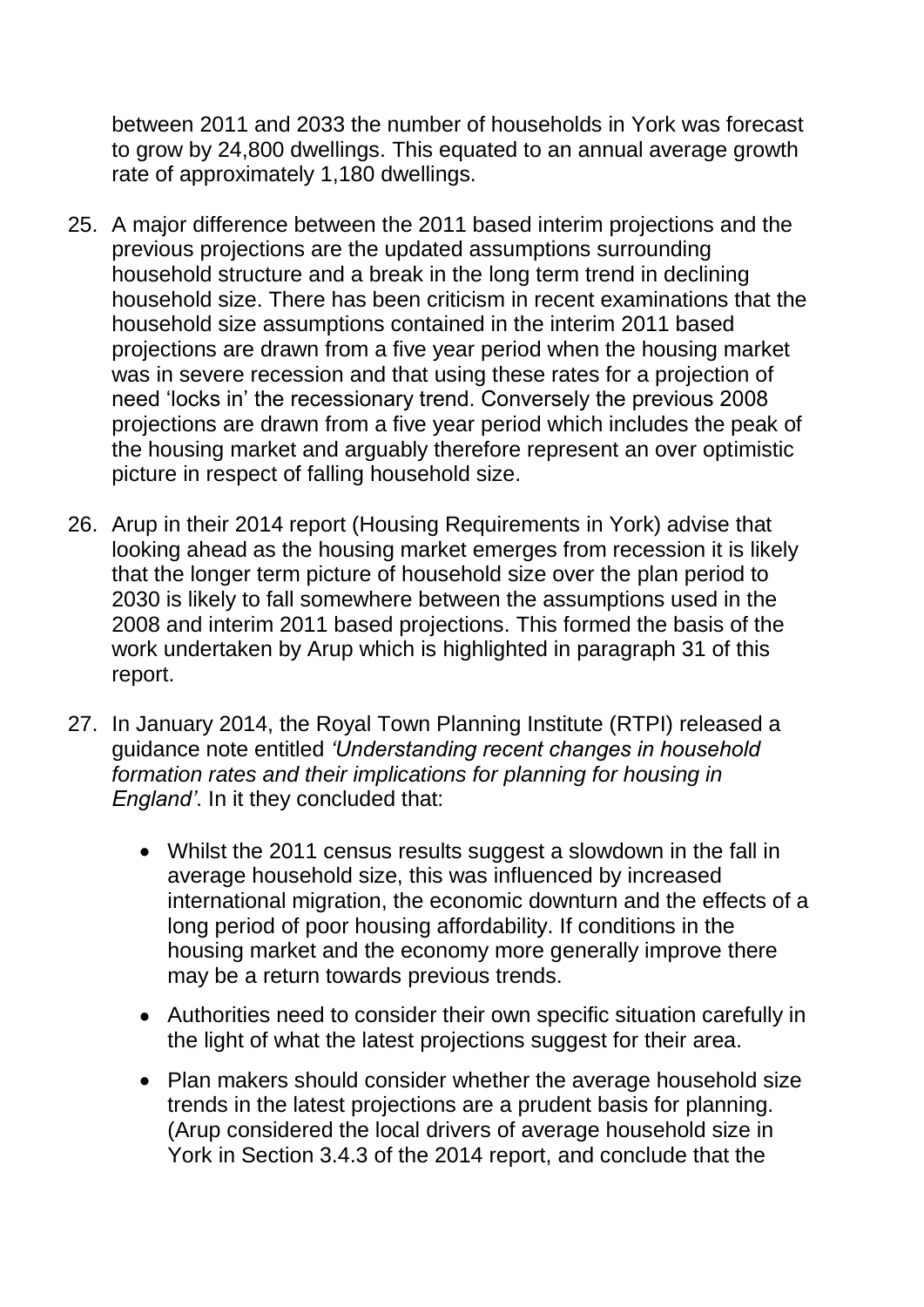between 2011 and 2033 the number of households in York was forecast to grow by 24,800 dwellings. This equated to an annual average growth rate of approximately 1,180 dwellings.

25. A major difference between the 2011 based interim projections and the previous projections are the updated assumptions surrounding household structure and a break in the long term trend in declining household size. There has been criticism in recent examinations that the household size assumptions contained in the interim 2011 based projections are drawn from a five year period when the housing market was in severe recession and that using these rates for a projection of need 'locks in' the recessionary trend. Conversely the previous 2008 projections are drawn from a five year period which includes the peak of the housing market and arguably therefore represent an over optimistic picture in respect of falling household size.

26. Arup in their 2014 report (Housing Requirements in York) advise that looking ahead as the housing market emerges from recession it is likely that the longer term picture of household size over the plan period to 2030 is likely to fall somewhere between the assumptions used in the 2008 and interim 2011 based projections. This formed the basis of the work undertaken by Arup which is highlighted in paragraph 31 of this report.

27. In January 2014, the Royal Town Planning Institute (RTPI) released a guidance note entitled *'Understanding recent changes in household formation rates and their implications for planning for housing in England'*. In it they concluded that:

    - Whilst the 2011 census results suggest a slowdown in the fall in average household size, this was influenced by increased international migration, the economic downturn and the effects of a long period of poor housing affordability. If conditions in the housing market and the economy more generally improve there may be a return towards previous trends.
    - Authorities need to consider their own specific situation carefully in the light of what the latest projections suggest for their area.
    - Plan makers should consider whether the average household size trends in the latest projections are a prudent basis for planning. (Arup considered the local drivers of average household size in York in Section 3.4.3 of the 2014 report, and conclude that the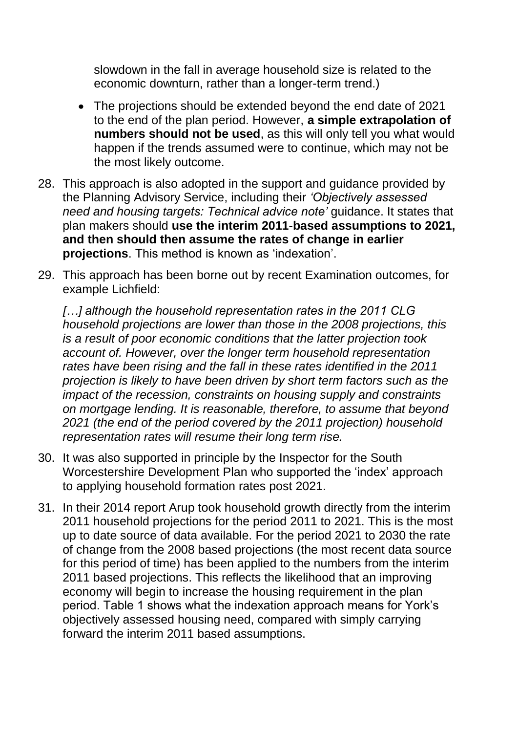slowdown in the fall in average household size is related to the economic downturn, rather than a longer-term trend.)

- The projections should be extended beyond the end date of 2021 to the end of the plan period. However, **a simple extrapolation of numbers should not be used**, as this will only tell you what would happen if the trends assumed were to continue, which may not be the most likely outcome.

28. This approach is also adopted in the support and guidance provided by the Planning Advisory Service, including their *'Objectively assessed need and housing targets: Technical advice note'* guidance. It states that plan makers should **use the interim 2011-based assumptions to 2021, and then should then assume the rates of change in earlier projections**. This method is known as 'indexation'.

29. This approach has been borne out by recent Examination outcomes, for example Lichfield:

    *[…] although the household representation rates in the 2011 CLG household projections are lower than those in the 2008 projections, this is a result of poor economic conditions that the latter projection took account of. However, over the longer term household representation rates have been rising and the fall in these rates identified in the 2011 projection is likely to have been driven by short term factors such as the impact of the recession, constraints on housing supply and constraints on mortgage lending. It is reasonable, therefore, to assume that beyond 2021 (the end of the period covered by the 2011 projection) household representation rates will resume their long term rise.*

30. It was also supported in principle by the Inspector for the South Worcestershire Development Plan who supported the 'index' approach to applying household formation rates post 2021.

31. In their 2014 report Arup took household growth directly from the interim 2011 household projections for the period 2011 to 2021. This is the most up to date source of data available. For the period 2021 to 2030 the rate of change from the 2008 based projections (the most recent data source for this period of time) has been applied to the numbers from the interim 2011 based projections. This reflects the likelihood that an improving economy will begin to increase the housing requirement in the plan period. Table 1 shows what the indexation approach means for York's objectively assessed housing need, compared with simply carrying forward the interim 2011 based assumptions.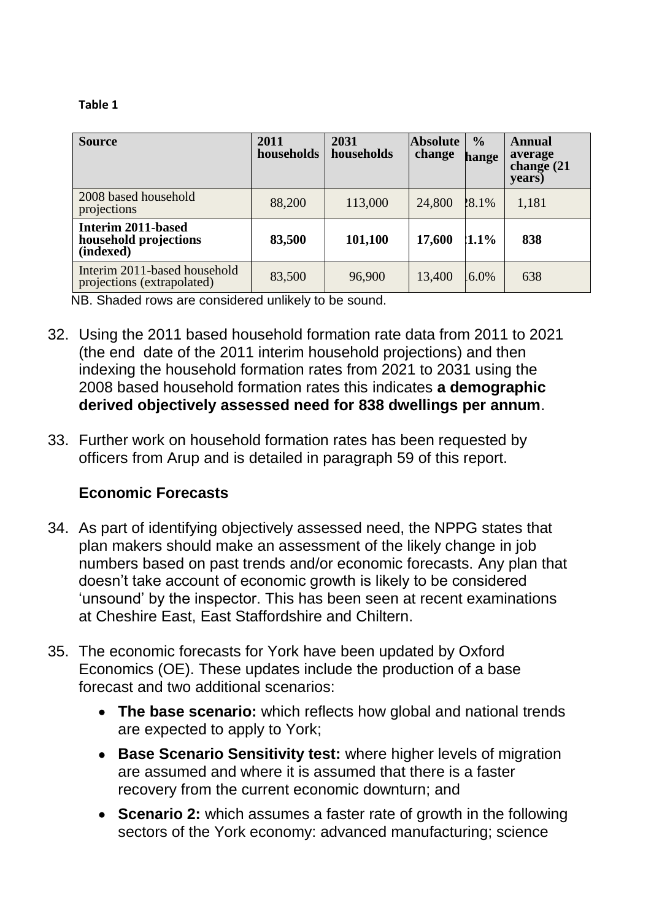**Table 1**

| **Source** | **2011 households** | **2031 households** | **Absolute change** | **% hange** | **Annual average change (21 years)** |
|---|---|---|---|---|---|
| 2008 based household projections | 88,200 | 113,000 | 24,800 | 28.1% | 1,181 |
| **Interim 2011-based household projections (indexed)** | **83,500** | **101,100** | **17,600** | **21.1%** | **838** |
| Interim 2011-based household projections (extrapolated) | 83,500 | 96,900 | 13,400 | 16.0% | 638 |

NB. Shaded rows are considered unlikely to be sound.

32. Using the 2011 based household formation rate data from 2011 to 2021 (the end date of the 2011 interim household projections) and then indexing the household formation rates from 2021 to 2031 using the 2008 based household formation rates this indicates **a demographic derived objectively assessed need for 838 dwellings per annum**.

33. Further work on household formation rates has been requested by officers from Arup and is detailed in paragraph 59 of this report.

### Economic Forecasts

34. As part of identifying objectively assessed need, the NPPG states that plan makers should make an assessment of the likely change in job numbers based on past trends and/or economic forecasts. Any plan that doesn't take account of economic growth is likely to be considered 'unsound' by the inspector. This has been seen at recent examinations at Cheshire East, East Staffordshire and Chiltern.

35. The economic forecasts for York have been updated by Oxford Economics (OE). These updates include the production of a base forecast and two additional scenarios:

    - **The base scenario:** which reflects how global and national trends are expected to apply to York;
    - **Base Scenario Sensitivity test:** where higher levels of migration are assumed and where it is assumed that there is a faster recovery from the current economic downturn; and
    - **Scenario 2:** which assumes a faster rate of growth in the following sectors of the York economy: advanced manufacturing; science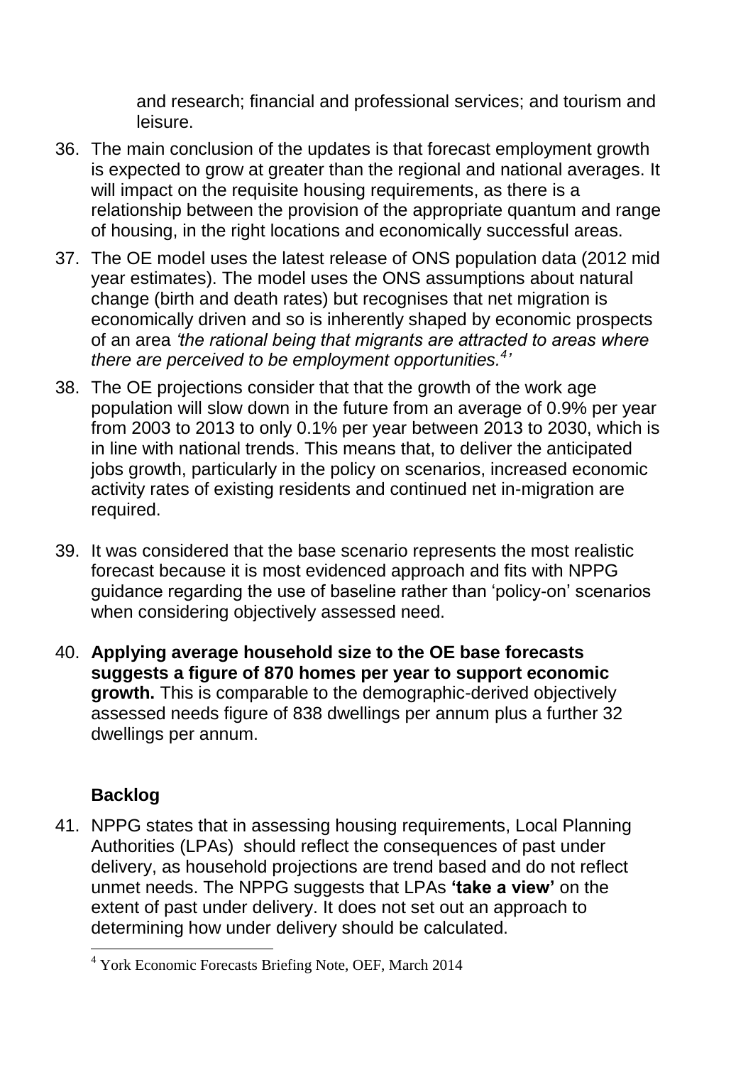and research; financial and professional services; and tourism and leisure.

36. The main conclusion of the updates is that forecast employment growth is expected to grow at greater than the regional and national averages. It will impact on the requisite housing requirements, as there is a relationship between the provision of the appropriate quantum and range of housing, in the right locations and economically successful areas.

37. The OE model uses the latest release of ONS population data (2012 mid year estimates). The model uses the ONS assumptions about natural change (birth and death rates) but recognises that net migration is economically driven and so is inherently shaped by economic prospects of an area *'the rational being that migrants are attracted to areas where there are perceived to be employment opportunities.*[4]*'*

38. The OE projections consider that that the growth of the work age population will slow down in the future from an average of 0.9% per year from 2003 to 2013 to only 0.1% per year between 2013 to 2030, which is in line with national trends. This means that, to deliver the anticipated jobs growth, particularly in the policy on scenarios, increased economic activity rates of existing residents and continued net in-migration are required.

39. It was considered that the base scenario represents the most realistic forecast because it is most evidenced approach and fits with NPPG guidance regarding the use of baseline rather than 'policy-on' scenarios when considering objectively assessed need.

40. **Applying average household size to the OE base forecasts suggests a figure of 870 homes per year to support economic growth.** This is comparable to the demographic-derived objectively assessed needs figure of 838 dwellings per annum plus a further 32 dwellings per annum.

### Backlog

41. NPPG states that in assessing housing requirements, Local Planning Authorities (LPAs) should reflect the consequences of past under delivery, as household projections are trend based and do not reflect unmet needs. The NPPG suggests that LPAs **'take a view'** on the extent of past under delivery. It does not set out an approach to determining how under delivery should be calculated.

[4] York Economic Forecasts Briefing Note, OEF, March 2014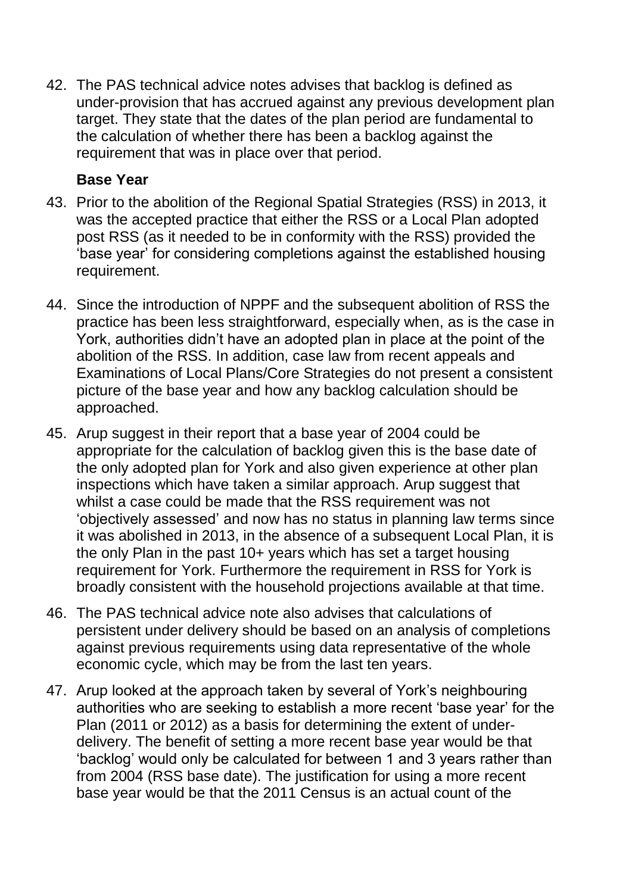42. The PAS technical advice notes advises that backlog is defined as under-provision that has accrued against any previous development plan target. They state that the dates of the plan period are fundamental to the calculation of whether there has been a backlog against the requirement that was in place over that period.

### Base Year

43. Prior to the abolition of the Regional Spatial Strategies (RSS) in 2013, it was the accepted practice that either the RSS or a Local Plan adopted post RSS (as it needed to be in conformity with the RSS) provided the 'base year' for considering completions against the established housing requirement.

44. Since the introduction of NPPF and the subsequent abolition of RSS the practice has been less straightforward, especially when, as is the case in York, authorities didn't have an adopted plan in place at the point of the abolition of the RSS. In addition, case law from recent appeals and Examinations of Local Plans/Core Strategies do not present a consistent picture of the base year and how any backlog calculation should be approached.

45. Arup suggest in their report that a base year of 2004 could be appropriate for the calculation of backlog given this is the base date of the only adopted plan for York and also given experience at other plan inspections which have taken a similar approach. Arup suggest that whilst a case could be made that the RSS requirement was not 'objectively assessed' and now has no status in planning law terms since it was abolished in 2013, in the absence of a subsequent Local Plan, it is the only Plan in the past 10+ years which has set a target housing requirement for York. Furthermore the requirement in RSS for York is broadly consistent with the household projections available at that time.

46. The PAS technical advice note also advises that calculations of persistent under delivery should be based on an analysis of completions against previous requirements using data representative of the whole economic cycle, which may be from the last ten years.

47. Arup looked at the approach taken by several of York's neighbouring authorities who are seeking to establish a more recent 'base year' for the Plan (2011 or 2012) as a basis for determining the extent of under-delivery. The benefit of setting a more recent base year would be that 'backlog' would only be calculated for between 1 and 3 years rather than from 2004 (RSS base date). The justification for using a more recent base year would be that the 2011 Census is an actual count of the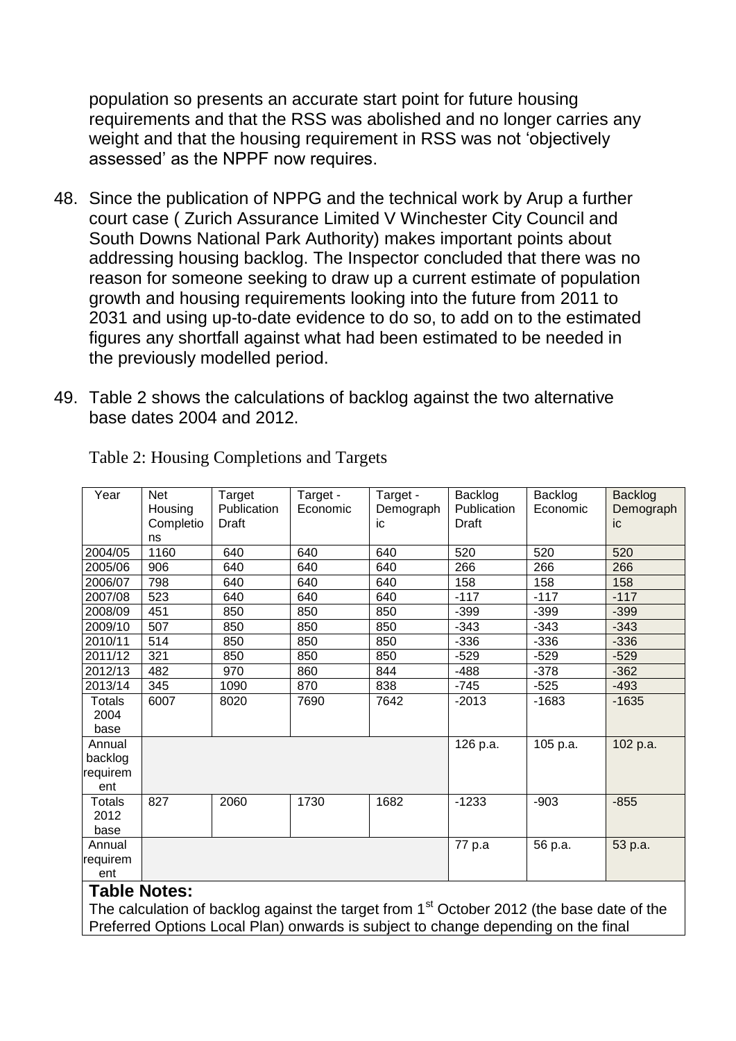population so presents an accurate start point for future housing requirements and that the RSS was abolished and no longer carries any weight and that the housing requirement in RSS was not 'objectively assessed' as the NPPF now requires.

48. Since the publication of NPPG and the technical work by Arup a further court case ( Zurich Assurance Limited V Winchester City Council and South Downs National Park Authority) makes important points about addressing housing backlog. The Inspector concluded that there was no reason for someone seeking to draw up a current estimate of population growth and housing requirements looking into the future from 2011 to 2031 and using up-to-date evidence to do so, to add on to the estimated figures any shortfall against what had been estimated to be needed in the previously modelled period.

49. Table 2 shows the calculations of backlog against the two alternative base dates 2004 and 2012.

Table 2: Housing Completions and Targets

| Year | Net Housing Completions | Target Publication Draft | Target - Economic | Target - Demographic | Backlog Publication Draft | Backlog Economic | Backlog Demographic |
|---|---|---|---|---|---|---|---|
| 2004/05 | 1160 | 640 | 640 | 640 | 520 | 520 | 520 |
| 2005/06 | 906 | 640 | 640 | 640 | 266 | 266 | 266 |
| 2006/07 | 798 | 640 | 640 | 640 | 158 | 158 | 158 |
| 2007/08 | 523 | 640 | 640 | 640 | -117 | -117 | -117 |
| 2008/09 | 451 | 850 | 850 | 850 | -399 | -399 | -399 |
| 2009/10 | 507 | 850 | 850 | 850 | -343 | -343 | -343 |
| 2010/11 | 514 | 850 | 850 | 850 | -336 | -336 | -336 |
| 2011/12 | 321 | 850 | 850 | 850 | -529 | -529 | -529 |
| 2012/13 | 482 | 970 | 860 | 844 | -488 | -378 | -362 |
| 2013/14 | 345 | 1090 | 870 | 838 | -745 | -525 | -493 |
| Totals 2004 base | 6007 | 8020 | 7690 | 7642 | -2013 | -1683 | -1635 |
| Annual backlog requirement | | | | | 126 p.a. | 105 p.a. | 102 p.a. |
| Totals 2012 base | 827 | 2060 | 1730 | 1682 | -1233 | -903 | -855 |
| Annual requirement | | | | | 77 p.a | 56 p.a. | 53 p.a. |

**Table Notes:**

The calculation of backlog against the target from 1st October 2012 (the base date of the Preferred Options Local Plan) onwards is subject to change depending on the final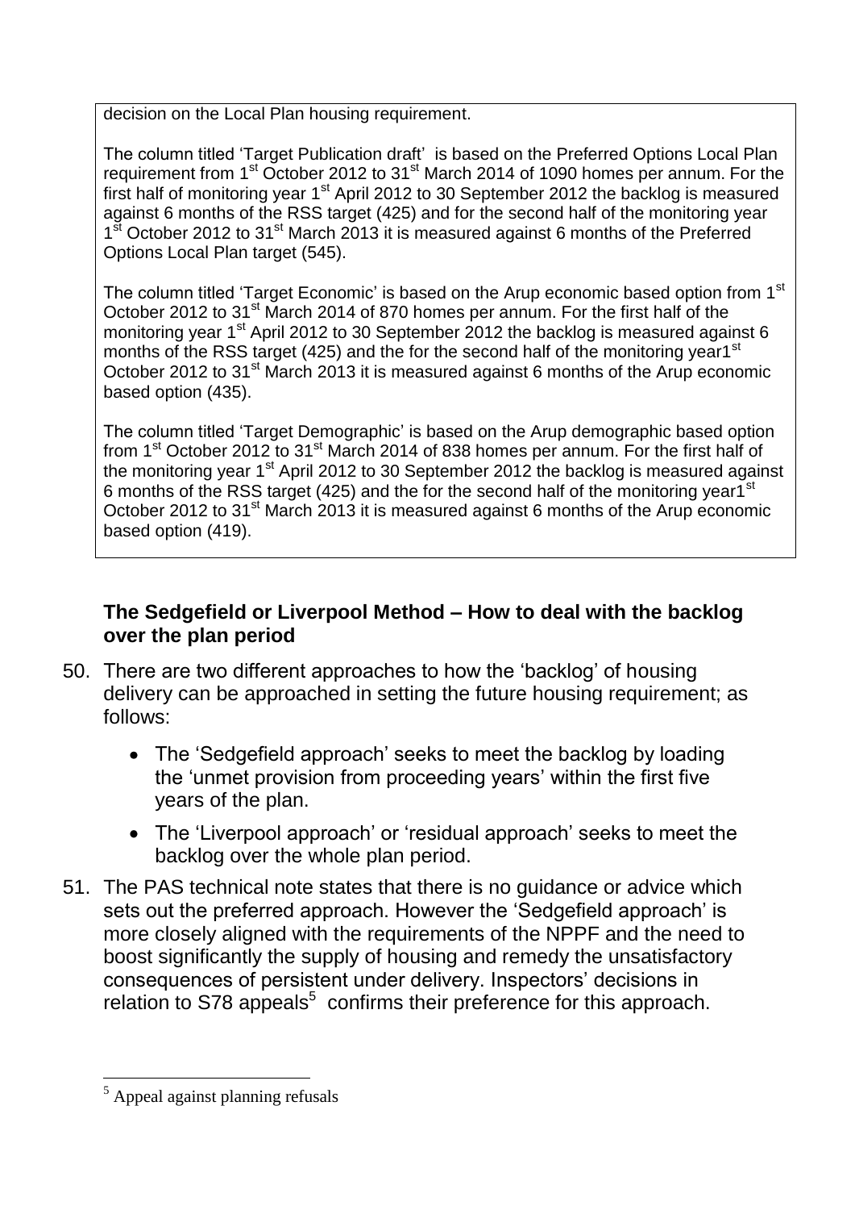decision on the Local Plan housing requirement.

The column titled 'Target Publication draft' is based on the Preferred Options Local Plan requirement from 1st October 2012 to 31st March 2014 of 1090 homes per annum. For the first half of monitoring year 1st April 2012 to 30 September 2012 the backlog is measured against 6 months of the RSS target (425) and for the second half of the monitoring year 1st October 2012 to 31st March 2013 it is measured against 6 months of the Preferred Options Local Plan target (545).

The column titled 'Target Economic' is based on the Arup economic based option from 1st October 2012 to 31st March 2014 of 870 homes per annum. For the first half of the monitoring year 1st April 2012 to 30 September 2012 the backlog is measured against 6 months of the RSS target (425) and the for the second half of the monitoring year1st October 2012 to 31st March 2013 it is measured against 6 months of the Arup economic based option (435).

The column titled 'Target Demographic' is based on the Arup demographic based option from 1st October 2012 to 31st March 2014 of 838 homes per annum. For the first half of the monitoring year 1st April 2012 to 30 September 2012 the backlog is measured against 6 months of the RSS target (425) and the for the second half of the monitoring year1st October 2012 to 31st March 2013 it is measured against 6 months of the Arup economic based option (419).

### The Sedgefield or Liverpool Method – How to deal with the backlog over the plan period

50. There are two different approaches to how the 'backlog' of housing delivery can be approached in setting the future housing requirement; as follows:

    - The 'Sedgefield approach' seeks to meet the backlog by loading the 'unmet provision from proceeding years' within the first five years of the plan.
    - The 'Liverpool approach' or 'residual approach' seeks to meet the backlog over the whole plan period.

51. The PAS technical note states that there is no guidance or advice which sets out the preferred approach. However the 'Sedgefield approach' is more closely aligned with the requirements of the NPPF and the need to boost significantly the supply of housing and remedy the unsatisfactory consequences of persistent under delivery. Inspectors' decisions in relation to S78 appeals[5] confirms their preference for this approach.

[5] Appeal against planning refusals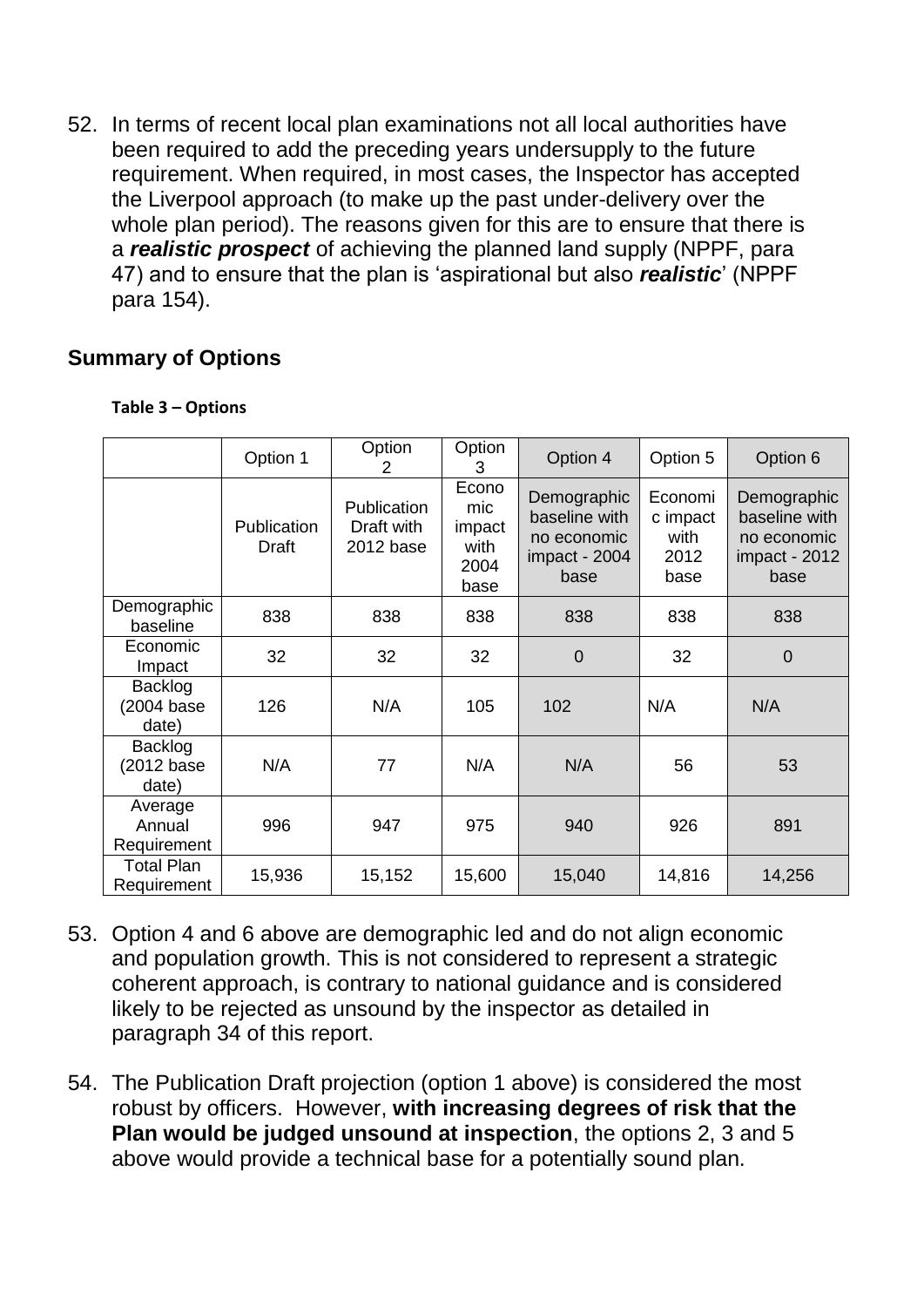52. In terms of recent local plan examinations not all local authorities have been required to add the preceding years undersupply to the future requirement. When required, in most cases, the Inspector has accepted the Liverpool approach (to make up the past under-delivery over the whole plan period). The reasons given for this are to ensure that there is a ***realistic prospect*** of achieving the planned land supply (NPPF, para 47) and to ensure that the plan is 'aspirational but also ***realistic***' (NPPF para 154).

## Summary of Options

**Table 3 – Options**

| | Option 1 | Option 2 | Option 3 | Option 4 | Option 5 | Option 6 |
|---|---|---|---|---|---|---|
| | Publication Draft | Publication Draft with 2012 base | Economic impact with 2004 base | Demographic baseline with no economic impact - 2004 base | Economic impact with 2012 base | Demographic baseline with no economic impact - 2012 base |
| Demographic baseline | 838 | 838 | 838 | 838 | 838 | 838 |
| Economic Impact | 32 | 32 | 32 | 0 | 32 | 0 |
| Backlog (2004 base date) | 126 | N/A | 105 | 102 | N/A | N/A |
| Backlog (2012 base date) | N/A | 77 | N/A | N/A | 56 | 53 |
| Average Annual Requirement | 996 | 947 | 975 | 940 | 926 | 891 |
| Total Plan Requirement | 15,936 | 15,152 | 15,600 | 15,040 | 14,816 | 14,256 |

53. Option 4 and 6 above are demographic led and do not align economic and population growth. This is not considered to represent a strategic coherent approach, is contrary to national guidance and is considered likely to be rejected as unsound by the inspector as detailed in paragraph 34 of this report.

54. The Publication Draft projection (option 1 above) is considered the most robust by officers. However, **with increasing degrees of risk that the Plan would be judged unsound at inspection**, the options 2, 3 and 5 above would provide a technical base for a potentially sound plan.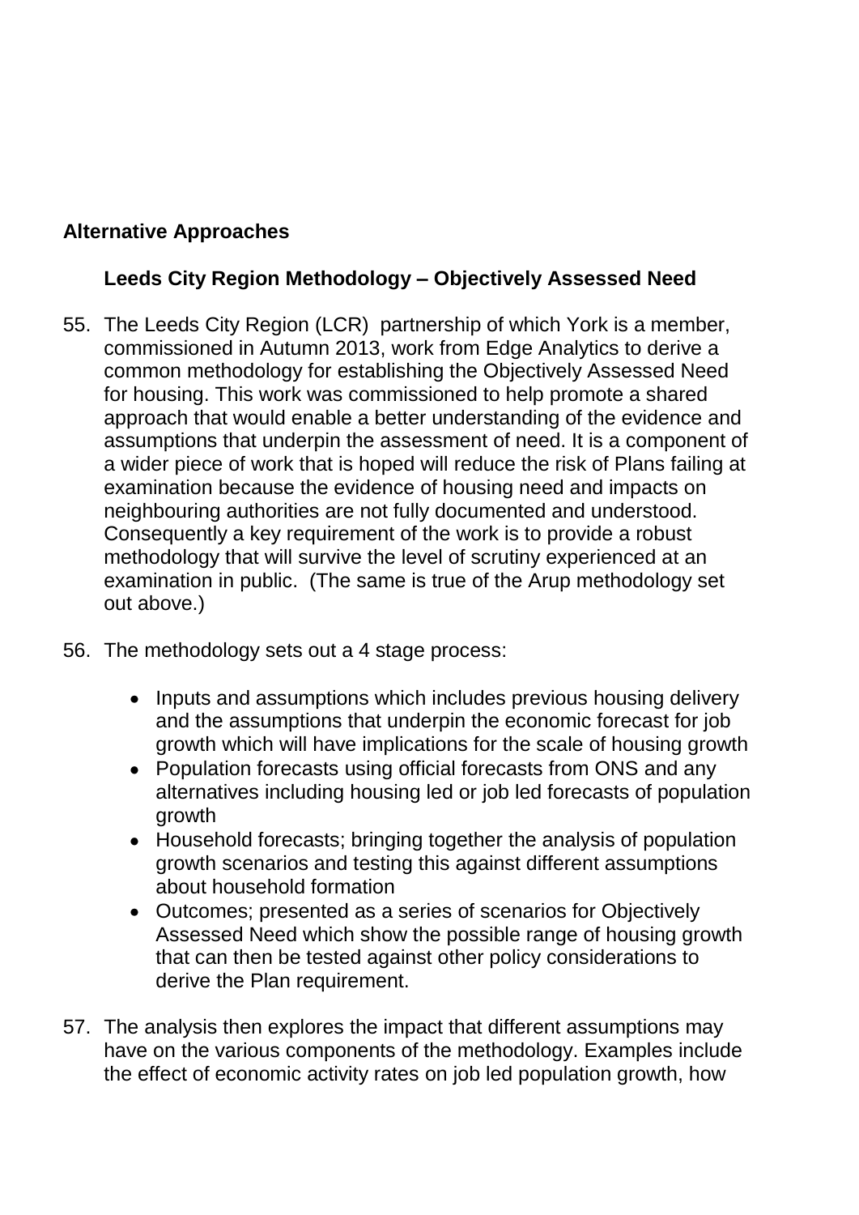## Alternative Approaches

### Leeds City Region Methodology – Objectively Assessed Need

55. The Leeds City Region (LCR) partnership of which York is a member, commissioned in Autumn 2013, work from Edge Analytics to derive a common methodology for establishing the Objectively Assessed Need for housing. This work was commissioned to help promote a shared approach that would enable a better understanding of the evidence and assumptions that underpin the assessment of need. It is a component of a wider piece of work that is hoped will reduce the risk of Plans failing at examination because the evidence of housing need and impacts on neighbouring authorities are not fully documented and understood. Consequently a key requirement of the work is to provide a robust methodology that will survive the level of scrutiny experienced at an examination in public. (The same is true of the Arup methodology set out above.)

56. The methodology sets out a 4 stage process:

    - Inputs and assumptions which includes previous housing delivery and the assumptions that underpin the economic forecast for job growth which will have implications for the scale of housing growth
    - Population forecasts using official forecasts from ONS and any alternatives including housing led or job led forecasts of population growth
    - Household forecasts; bringing together the analysis of population growth scenarios and testing this against different assumptions about household formation
    - Outcomes; presented as a series of scenarios for Objectively Assessed Need which show the possible range of housing growth that can then be tested against other policy considerations to derive the Plan requirement.

57. The analysis then explores the impact that different assumptions may have on the various components of the methodology. Examples include the effect of economic activity rates on job led population growth, how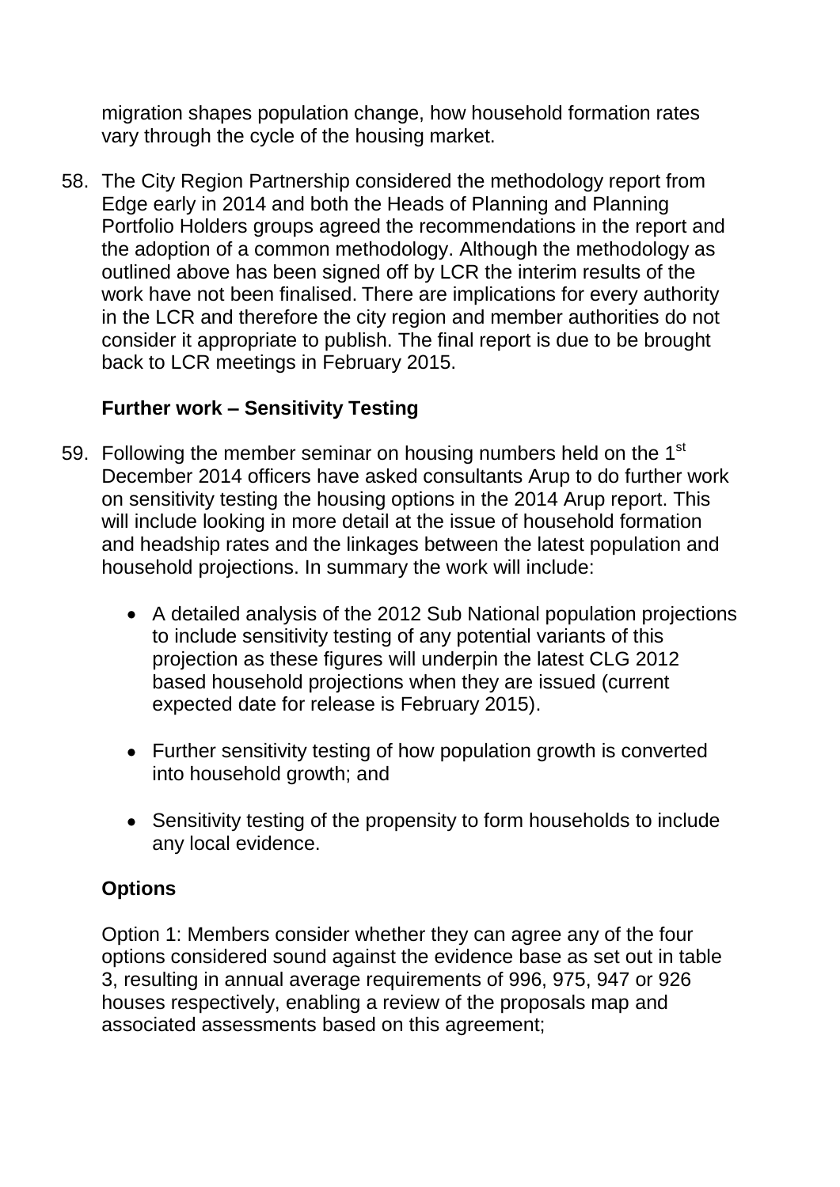migration shapes population change, how household formation rates vary through the cycle of the housing market.

58. The City Region Partnership considered the methodology report from Edge early in 2014 and both the Heads of Planning and Planning Portfolio Holders groups agreed the recommendations in the report and the adoption of a common methodology. Although the methodology as outlined above has been signed off by LCR the interim results of the work have not been finalised. There are implications for every authority in the LCR and therefore the city region and member authorities do not consider it appropriate to publish. The final report is due to be brought back to LCR meetings in February 2015.

**Further work – Sensitivity Testing**

59. Following the member seminar on housing numbers held on the 1st December 2014 officers have asked consultants Arup to do further work on sensitivity testing the housing options in the 2014 Arup report. This will include looking in more detail at the issue of household formation and headship rates and the linkages between the latest population and household projections. In summary the work will include:

    - A detailed analysis of the 2012 Sub National population projections to include sensitivity testing of any potential variants of this projection as these figures will underpin the latest CLG 2012 based household projections when they are issued (current expected date for release is February 2015).

    - Further sensitivity testing of how population growth is converted into household growth; and

    - Sensitivity testing of the propensity to form households to include any local evidence.

**Options**

Option 1: Members consider whether they can agree any of the four options considered sound against the evidence base as set out in table 3, resulting in annual average requirements of 996, 975, 947 or 926 houses respectively, enabling a review of the proposals map and associated assessments based on this agreement;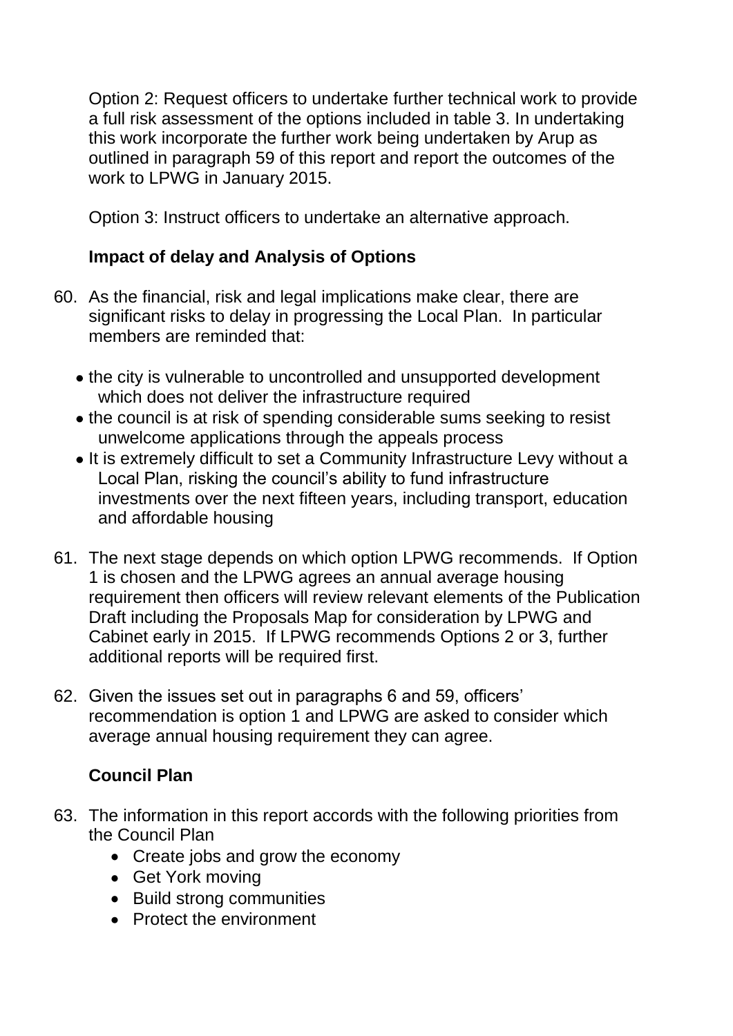Option 2: Request officers to undertake further technical work to provide a full risk assessment of the options included in table 3. In undertaking this work incorporate the further work being undertaken by Arup as outlined in paragraph 59 of this report and report the outcomes of the work to LPWG in January 2015.

Option 3: Instruct officers to undertake an alternative approach.

### Impact of delay and Analysis of Options

60. As the financial, risk and legal implications make clear, there are significant risks to delay in progressing the Local Plan. In particular members are reminded that:

    - the city is vulnerable to uncontrolled and unsupported development which does not deliver the infrastructure required
    - the council is at risk of spending considerable sums seeking to resist unwelcome applications through the appeals process
    - It is extremely difficult to set a Community Infrastructure Levy without a Local Plan, risking the council's ability to fund infrastructure investments over the next fifteen years, including transport, education and affordable housing

61. The next stage depends on which option LPWG recommends. If Option 1 is chosen and the LPWG agrees an annual average housing requirement then officers will review relevant elements of the Publication Draft including the Proposals Map for consideration by LPWG and Cabinet early in 2015. If LPWG recommends Options 2 or 3, further additional reports will be required first.

62. Given the issues set out in paragraphs 6 and 59, officers' recommendation is option 1 and LPWG are asked to consider which average annual housing requirement they can agree.

### Council Plan

63. The information in this report accords with the following priorities from the Council Plan
    - Create jobs and grow the economy
    - Get York moving
    - Build strong communities
    - Protect the environment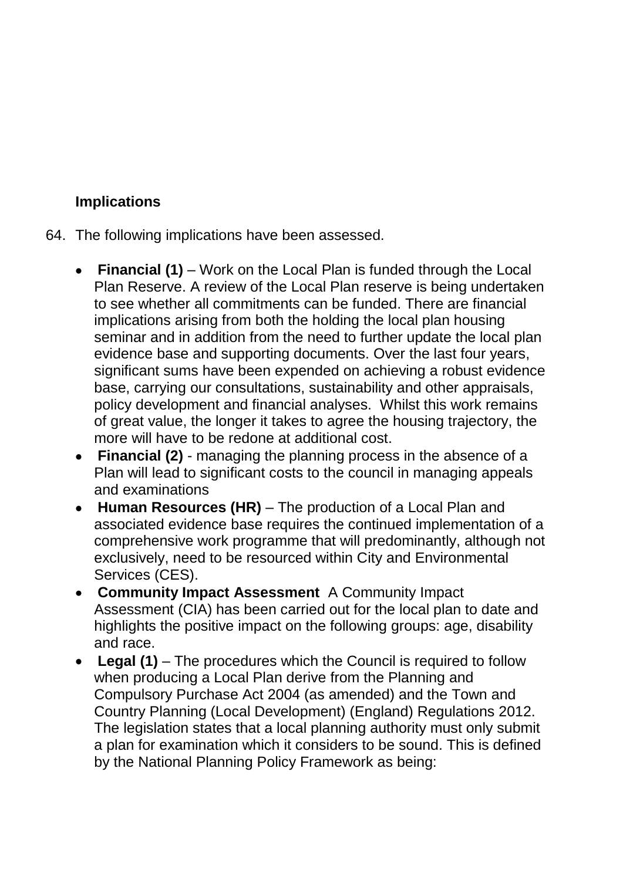### Implications

64. The following implications have been assessed.

- **Financial (1)** – Work on the Local Plan is funded through the Local Plan Reserve. A review of the Local Plan reserve is being undertaken to see whether all commitments can be funded. There are financial implications arising from both the holding the local plan housing seminar and in addition from the need to further update the local plan evidence base and supporting documents. Over the last four years, significant sums have been expended on achieving a robust evidence base, carrying our consultations, sustainability and other appraisals, policy development and financial analyses. Whilst this work remains of great value, the longer it takes to agree the housing trajectory, the more will have to be redone at additional cost.
- **Financial (2)** - managing the planning process in the absence of a Plan will lead to significant costs to the council in managing appeals and examinations
- **Human Resources (HR)** – The production of a Local Plan and associated evidence base requires the continued implementation of a comprehensive work programme that will predominantly, although not exclusively, need to be resourced within City and Environmental Services (CES).
- **Community Impact Assessment** A Community Impact Assessment (CIA) has been carried out for the local plan to date and highlights the positive impact on the following groups: age, disability and race.
- **Legal (1)** – The procedures which the Council is required to follow when producing a Local Plan derive from the Planning and Compulsory Purchase Act 2004 (as amended) and the Town and Country Planning (Local Development) (England) Regulations 2012. The legislation states that a local planning authority must only submit a plan for examination which it considers to be sound. This is defined by the National Planning Policy Framework as being: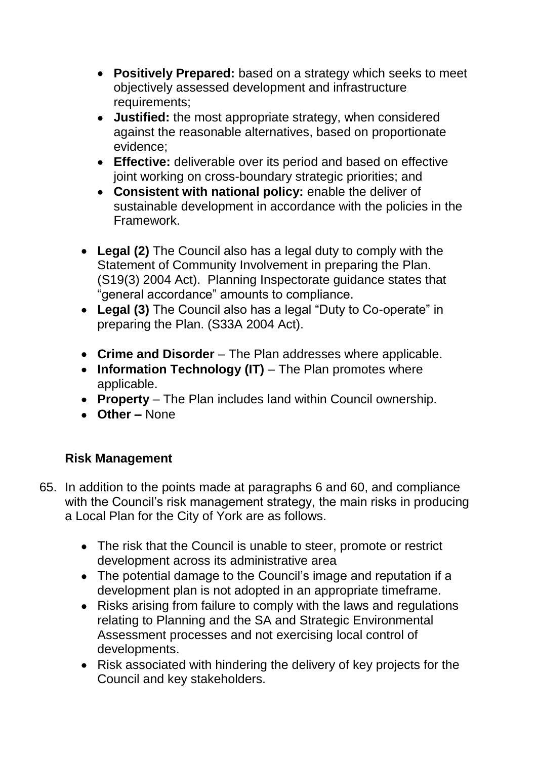- **Positively Prepared:** based on a strategy which seeks to meet objectively assessed development and infrastructure requirements;
- **Justified:** the most appropriate strategy, when considered against the reasonable alternatives, based on proportionate evidence;
- **Effective:** deliverable over its period and based on effective joint working on cross-boundary strategic priorities; and
- **Consistent with national policy:** enable the deliver of sustainable development in accordance with the policies in the Framework.

- **Legal (2)** The Council also has a legal duty to comply with the Statement of Community Involvement in preparing the Plan. (S19(3) 2004 Act). Planning Inspectorate guidance states that "general accordance" amounts to compliance.
- **Legal (3)** The Council also has a legal "Duty to Co-operate" in preparing the Plan. (S33A 2004 Act).

- **Crime and Disorder** – The Plan addresses where applicable.
- **Information Technology (IT)** – The Plan promotes where applicable.
- **Property** – The Plan includes land within Council ownership.
- **Other –** None

### Risk Management

65. In addition to the points made at paragraphs 6 and 60, and compliance with the Council's risk management strategy, the main risks in producing a Local Plan for the City of York are as follows.

    - The risk that the Council is unable to steer, promote or restrict development across its administrative area
    - The potential damage to the Council's image and reputation if a development plan is not adopted in an appropriate timeframe.
    - Risks arising from failure to comply with the laws and regulations relating to Planning and the SA and Strategic Environmental Assessment processes and not exercising local control of developments.
    - Risk associated with hindering the delivery of key projects for the Council and key stakeholders.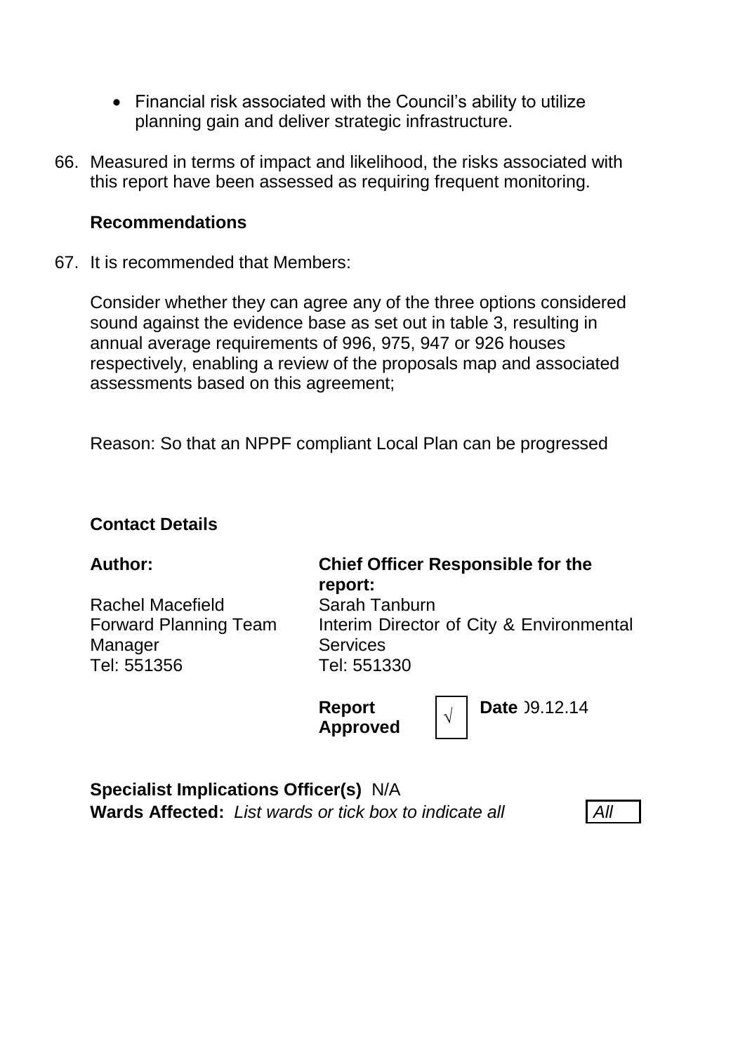- Financial risk associated with the Council's ability to utilize planning gain and deliver strategic infrastructure.

66. Measured in terms of impact and likelihood, the risks associated with this report have been assessed as requiring frequent monitoring.

**Recommendations**

67. It is recommended that Members:

Consider whether they can agree any of the three options considered sound against the evidence base as set out in table 3, resulting in annual average requirements of 996, 975, 947 or 926 houses respectively, enabling a review of the proposals map and associated assessments based on this agreement;

Reason: So that an NPPF compliant Local Plan can be progressed

**Contact Details**

| **Author:** | **Chief Officer Responsible for the report:** |
|---|---|
| Rachel Macefield | Sarah Tanburn |
| Forward Planning Team Manager | Interim Director of City & Environmental Services |
| Tel: 551356 | Tel: 551330 |
| | **Report Approved** √ **Date** 09.12.14 |

**Specialist Implications Officer(s)** N/A

**Wards Affected:** *List wards or tick box to indicate all* *All*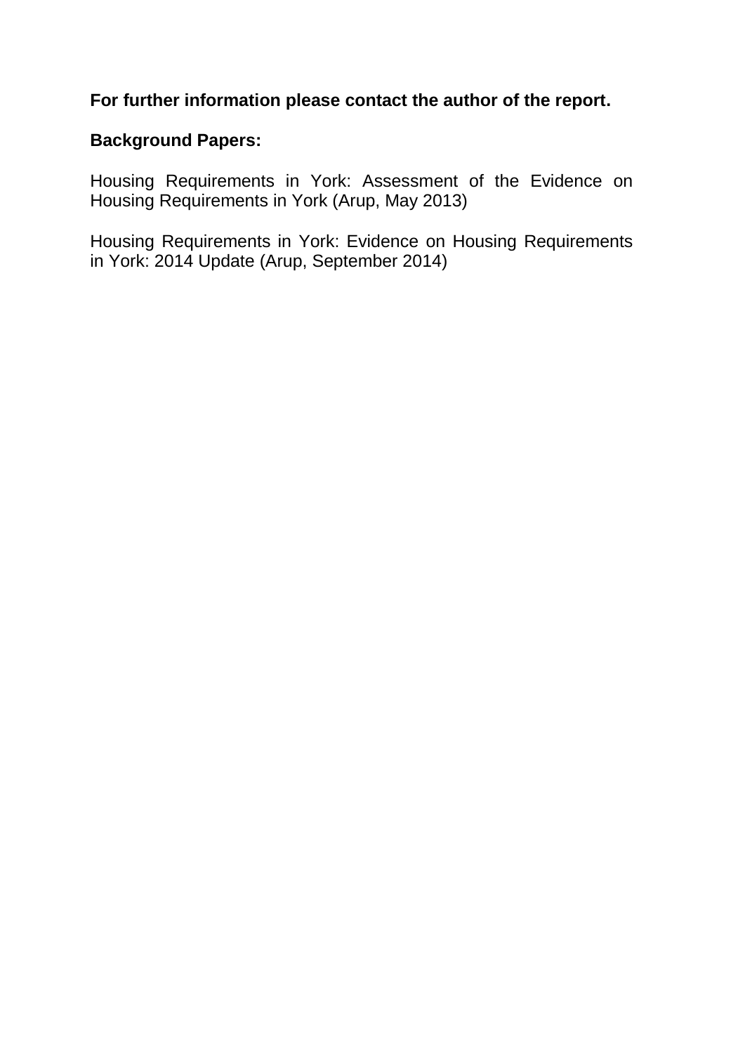**For further information please contact the author of the report.**

**Background Papers:**

Housing Requirements in York: Assessment of the Evidence on Housing Requirements in York (Arup, May 2013)

Housing Requirements in York: Evidence on Housing Requirements in York: 2014 Update (Arup, September 2014)